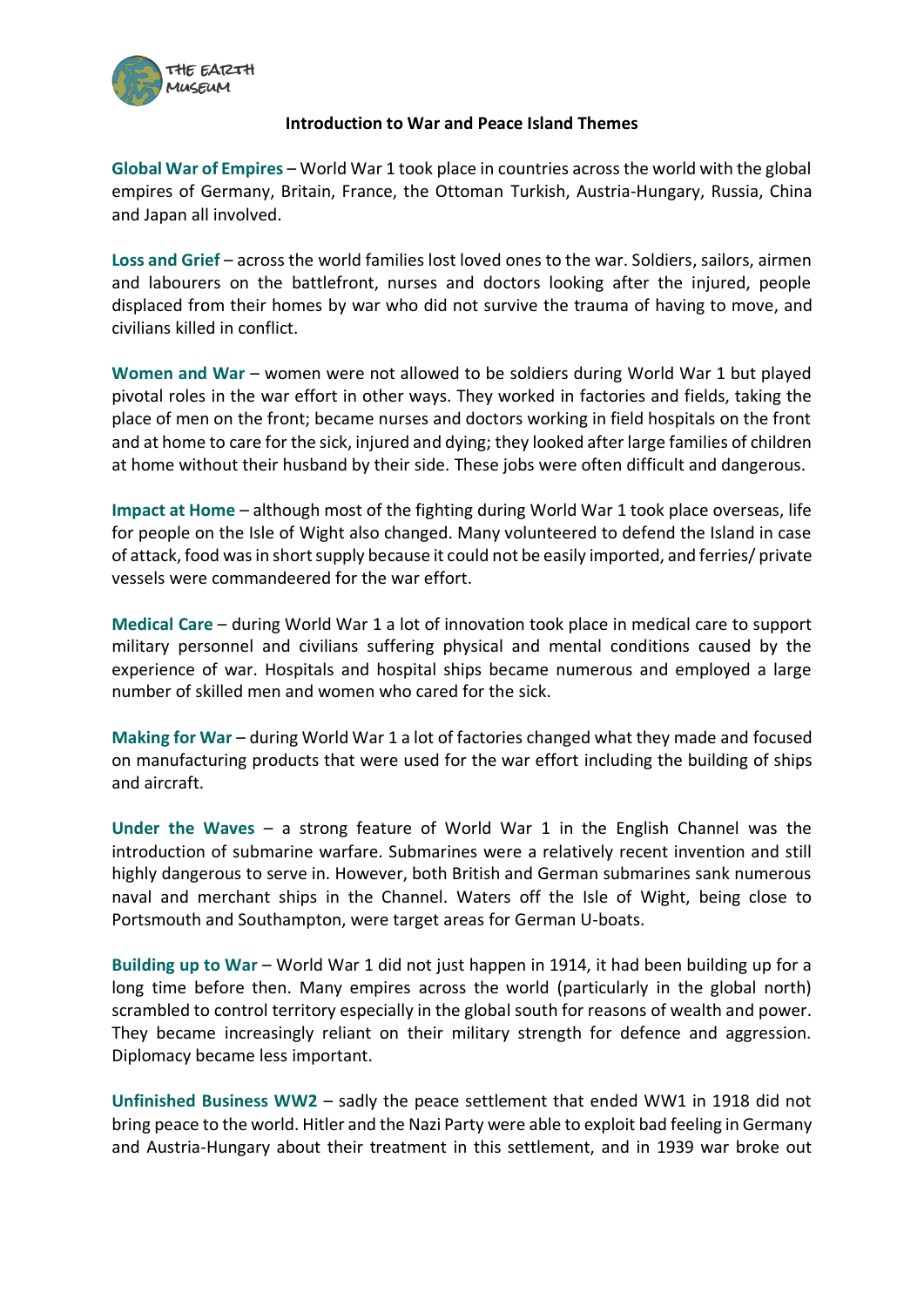THE EARTH MUSEUM

## Introduction to War and Peace Island Themes

**Global War of Empires** – World War 1 took place in countries across the world with the global empires of Germany, Britain, France, the Ottoman Turkish, Austria-Hungary, Russia, China and Japan all involved.

**Loss and Grief** – across the world families lost loved ones to the war. Soldiers, sailors, airmen and labourers on the battlefront, nurses and doctors looking after the injured, people displaced from their homes by war who did not survive the trauma of having to move, and civilians killed in conflict.

**Women and War** – women were not allowed to be soldiers during World War 1 but played pivotal roles in the war effort in other ways. They worked in factories and fields, taking the place of men on the front; became nurses and doctors working in field hospitals on the front and at home to care for the sick, injured and dying; they looked after large families of children at home without their husband by their side. These jobs were often difficult and dangerous.

**Impact at Home** – although most of the fighting during World War 1 took place overseas, life for people on the Isle of Wight also changed. Many volunteered to defend the Island in case of attack, food was in short supply because it could not be easily imported, and ferries/ private vessels were commandeered for the war effort.

**Medical Care** – during World War 1 a lot of innovation took place in medical care to support military personnel and civilians suffering physical and mental conditions caused by the experience of war. Hospitals and hospital ships became numerous and employed a large number of skilled men and women who cared for the sick.

**Making for War** – during World War 1 a lot of factories changed what they made and focused on manufacturing products that were used for the war effort including the building of ships and aircraft.

**Under the Waves** – a strong feature of World War 1 in the English Channel was the introduction of submarine warfare. Submarines were a relatively recent invention and still highly dangerous to serve in. However, both British and German submarines sank numerous naval and merchant ships in the Channel. Waters off the Isle of Wight, being close to Portsmouth and Southampton, were target areas for German U-boats.

**Building up to War** – World War 1 did not just happen in 1914, it had been building up for a long time before then. Many empires across the world (particularly in the global north) scrambled to control territory especially in the global south for reasons of wealth and power. They became increasingly reliant on their military strength for defence and aggression. Diplomacy became less important.

**Unfinished Business WW2** – sadly the peace settlement that ended WW1 in 1918 did not bring peace to the world. Hitler and the Nazi Party were able to exploit bad feeling in Germany and Austria-Hungary about their treatment in this settlement, and in 1939 war broke out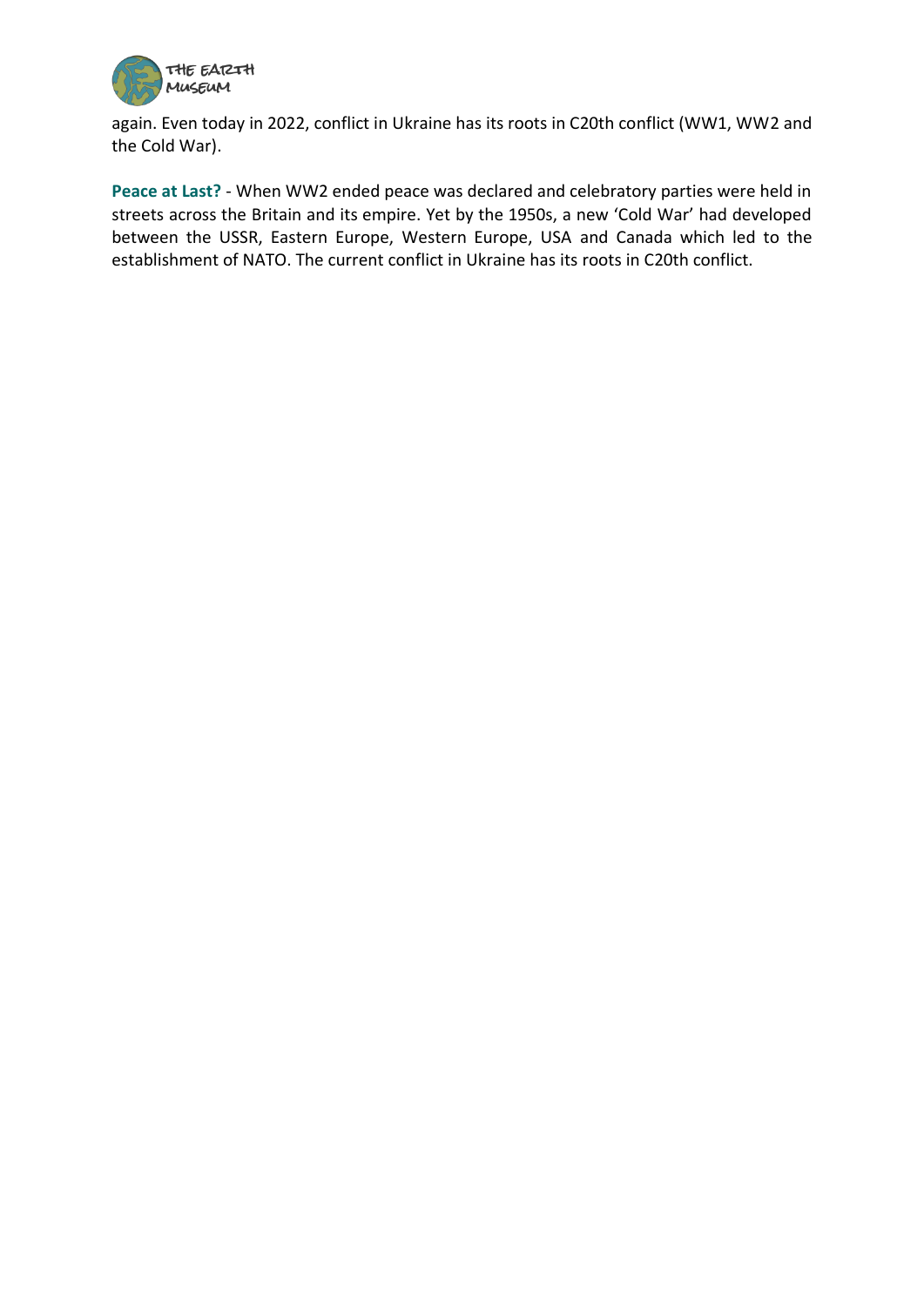again. Even today in 2022, conflict in Ukraine has its roots in C20th conflict (WW1, WW2 and the Cold War).

**Peace at Last?** - When WW2 ended peace was declared and celebratory parties were held in streets across the Britain and its empire. Yet by the 1950s, a new 'Cold War' had developed between the USSR, Eastern Europe, Western Europe, USA and Canada which led to the establishment of NATO. The current conflict in Ukraine has its roots in C20th conflict.